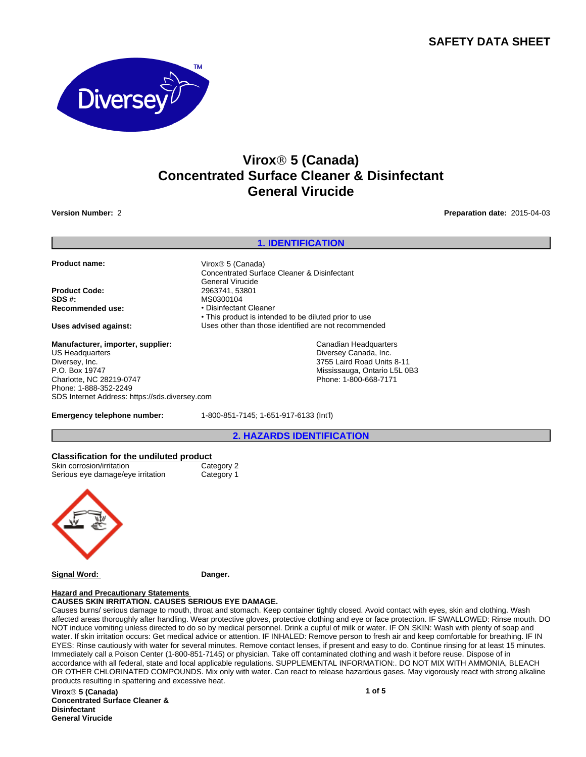# SAFETY DATA SHEET

# Virox® 5 (Canada)
# Concentrated Surface Cleaner & Disinfectant
# General Virucide

**Version Number:** 2

**Preparation date:** 2015-04-03

## 1. IDENTIFICATION

**Product name:** Virox® 5 (Canada)
Concentrated Surface Cleaner & Disinfectant
General Virucide

**Product Code:** 2963741, 53801

**SDS #:** MS0300104

**Recommended use:**
- Disinfectant Cleaner
- This product is intended to be diluted prior to use

**Uses advised against:** Uses other than those identified are not recommended

**Manufacturer, importer, supplier:**
US Headquarters
Diversey, Inc.
P.O. Box 19747
Charlotte, NC 28219-0747
Phone: 1-888-352-2249
SDS Internet Address: https://sds.diversey.com

Canadian Headquarters
Diversey Canada, Inc.
3755 Laird Road Units 8-11
Mississauga, Ontario L5L 0B3
Phone: 1-800-668-7171

**Emergency telephone number:** 1-800-851-7145; 1-651-917-6133 (Int'l)

## 2. HAZARDS IDENTIFICATION

**Classification for the undiluted product**

| | |
|---|---|
| Skin corrosion/irritation | Category 2 |
| Serious eye damage/eye irritation | Category 1 |

**Signal Word:** **Danger.**

**Hazard and Precautionary Statements**

**CAUSES SKIN IRRITATION. CAUSES SERIOUS EYE DAMAGE.**

Causes burns/ serious damage to mouth, throat and stomach. Keep container tightly closed. Avoid contact with eyes, skin and clothing. Wash affected areas thoroughly after handling. Wear protective gloves, protective clothing and eye or face protection. IF SWALLOWED: Rinse mouth. DO NOT induce vomiting unless directed to do so by medical personnel. Drink a cupful of milk or water. IF ON SKIN: Wash with plenty of soap and water. If skin irritation occurs: Get medical advice or attention. IF INHALED: Remove person to fresh air and keep comfortable for breathing. IF IN EYES: Rinse cautiously with water for several minutes. Remove contact lenses, if present and easy to do. Continue rinsing for at least 15 minutes. Immediately call a Poison Center (1-800-851-7145) or physician. Take off contaminated clothing and wash it before reuse. Dispose of in accordance with all federal, state and local applicable regulations. SUPPLEMENTAL INFORMATION:. DO NOT MIX WITH AMMONIA, BLEACH OR OTHER CHLORINATED COMPOUNDS. Mix only with water. Can react to release hazardous gases. May vigorously react with strong alkaline products resulting in spattering and excessive heat.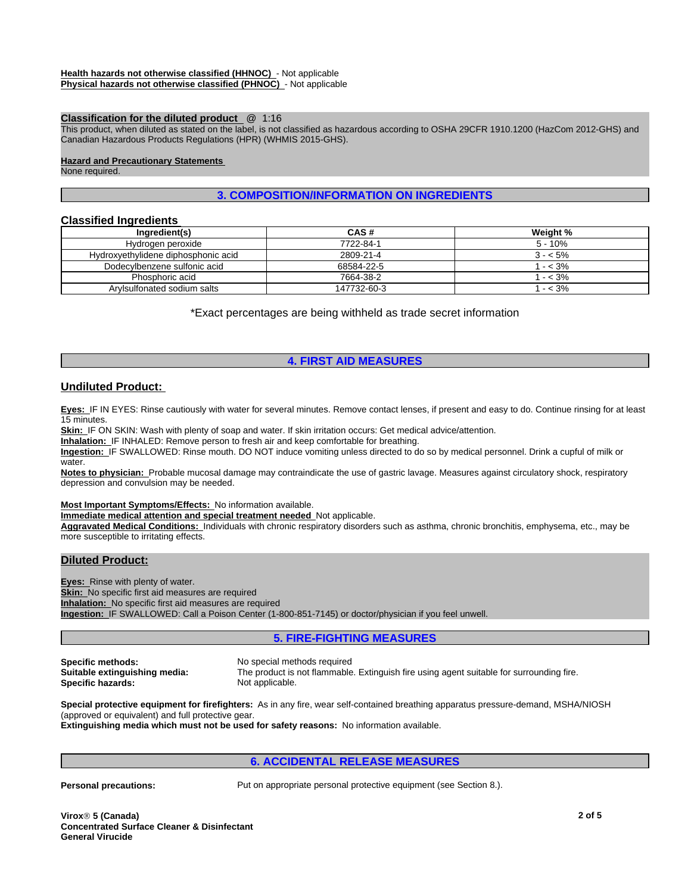**Health hazards not otherwise classified (HHNOC)** - Not applicable
**Physical hazards not otherwise classified (PHNOC)** - Not applicable

**Classification for the diluted product** @ 1:16
This product, when diluted as stated on the label, is not classified as hazardous according to OSHA 29CFR 1910.1200 (HazCom 2012-GHS) and Canadian Hazardous Products Regulations (HPR) (WHMIS 2015-GHS).

**Hazard and Precautionary Statements**
None required.

## 3. COMPOSITION/INFORMATION ON INGREDIENTS

### Classified Ingredients

| Ingredient(s) | CAS # | Weight % |
|---|---|---|
| Hydrogen peroxide | 7722-84-1 | 5 - 10% |
| Hydroxyethylidene diphosphonic acid | 2809-21-4 | 3 - < 5% |
| Dodecylbenzene sulfonic acid | 68584-22-5 | 1 - < 3% |
| Phosphoric acid | 7664-38-2 | 1 - < 3% |
| Arylsulfonated sodium salts | 147732-60-3 | 1 - < 3% |

*Exact percentages are being withheld as trade secret information

## 4. FIRST AID MEASURES

### Undiluted Product:

**Eyes:** IF IN EYES: Rinse cautiously with water for several minutes. Remove contact lenses, if present and easy to do. Continue rinsing for at least 15 minutes.
**Skin:** IF ON SKIN: Wash with plenty of soap and water. If skin irritation occurs: Get medical advice/attention.
**Inhalation:** IF INHALED: Remove person to fresh air and keep comfortable for breathing.
**Ingestion:** IF SWALLOWED: Rinse mouth. DO NOT induce vomiting unless directed to do so by medical personnel. Drink a cupful of milk or water.
**Notes to physician:** Probable mucosal damage may contraindicate the use of gastric lavage. Measures against circulatory shock, respiratory depression and convulsion may be needed.

**Most Important Symptoms/Effects:** No information available.
**Immediate medical attention and special treatment needed** Not applicable.
**Aggravated Medical Conditions:** Individuals with chronic respiratory disorders such as asthma, chronic bronchitis, emphysema, etc., may be more susceptible to irritating effects.

### Diluted Product:

**Eyes:** Rinse with plenty of water.
**Skin:** No specific first aid measures are required
**Inhalation:** No specific first aid measures are required
**Ingestion:** IF SWALLOWED: Call a Poison Center (1-800-851-7145) or doctor/physician if you feel unwell.

## 5. FIRE-FIGHTING MEASURES

**Specific methods:** No special methods required
**Suitable extinguishing media:** The product is not flammable. Extinguish fire using agent suitable for surrounding fire.
**Specific hazards:** Not applicable.

**Special protective equipment for firefighters:** As in any fire, wear self-contained breathing apparatus pressure-demand, MSHA/NIOSH (approved or equivalent) and full protective gear.
**Extinguishing media which must not be used for safety reasons:** No information available.

## 6. ACCIDENTAL RELEASE MEASURES

**Personal precautions:** Put on appropriate personal protective equipment (see Section 8.).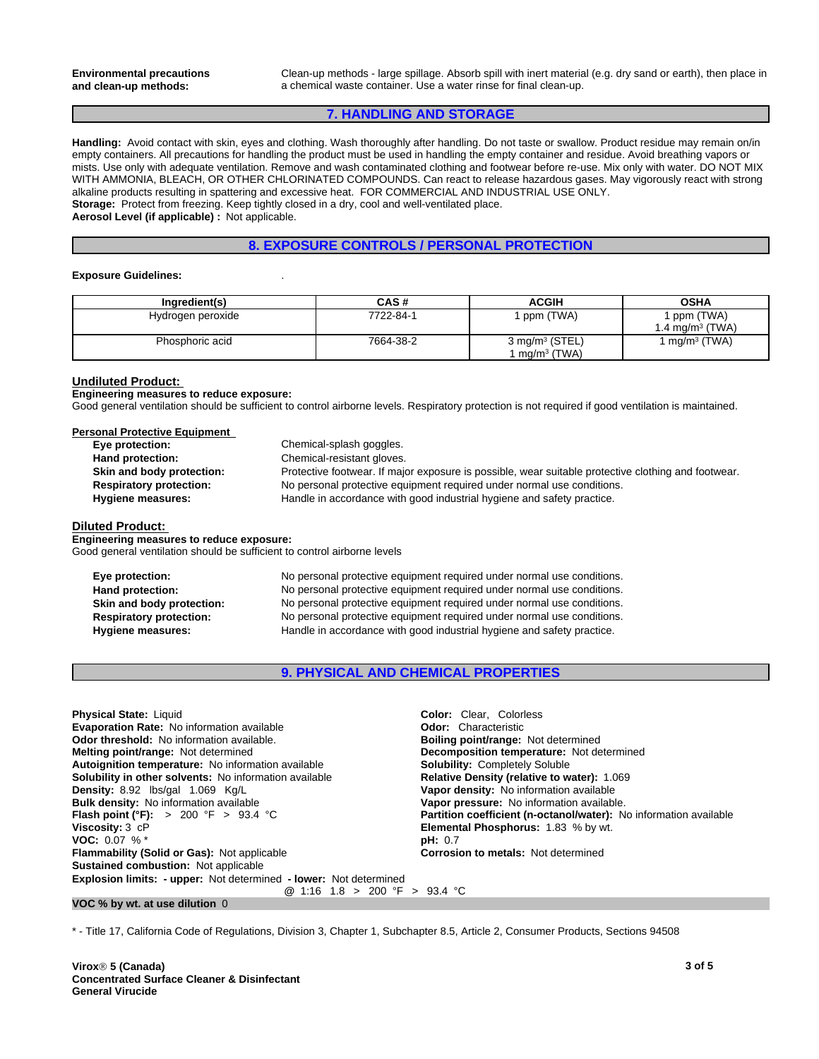**Environmental precautions and clean-up methods:** Clean-up methods - large spillage. Absorb spill with inert material (e.g. dry sand or earth), then place in a chemical waste container. Use a water rinse for final clean-up.

## 7. HANDLING AND STORAGE

**Handling:** Avoid contact with skin, eyes and clothing. Wash thoroughly after handling. Do not taste or swallow. Product residue may remain on/in empty containers. All precautions for handling the product must be used in handling the empty container and residue. Avoid breathing vapors or mists. Use only with adequate ventilation. Remove and wash contaminated clothing and footwear before re-use. Mix only with water. DO NOT MIX WITH AMMONIA, BLEACH, OR OTHER CHLORINATED COMPOUNDS. Can react to release hazardous gases. May vigorously react with strong alkaline products resulting in spattering and excessive heat. FOR COMMERCIAL AND INDUSTRIAL USE ONLY.
**Storage:** Protect from freezing. Keep tightly closed in a dry, cool and well-ventilated place.
**Aerosol Level (if applicable) :** Not applicable.

## 8. EXPOSURE CONTROLS / PERSONAL PROTECTION

**Exposure Guidelines:** .

| Ingredient(s) | CAS # | ACGIH | OSHA |
|---|---|---|---|
| Hydrogen peroxide | 7722-84-1 | 1 ppm (TWA) | 1 ppm (TWA)<br>1.4 mg/m³ (TWA) |
| Phosphoric acid | 7664-38-2 | 3 mg/m³ (STEL)<br>1 mg/m³ (TWA) | 1 mg/m³ (TWA) |

### Undiluted Product:

**Engineering measures to reduce exposure:**
Good general ventilation should be sufficient to control airborne levels. Respiratory protection is not required if good ventilation is maintained.

**Personal Protective Equipment**

- **Eye protection:** Chemical-splash goggles.
- **Hand protection:** Chemical-resistant gloves.
- **Skin and body protection:** Protective footwear. If major exposure is possible, wear suitable protective clothing and footwear.
- **Respiratory protection:** No personal protective equipment required under normal use conditions.
- **Hygiene measures:** Handle in accordance with good industrial hygiene and safety practice.

### Diluted Product:

**Engineering measures to reduce exposure:**
Good general ventilation should be sufficient to control airborne levels

- **Eye protection:** No personal protective equipment required under normal use conditions.
- **Hand protection:** No personal protective equipment required under normal use conditions.
- **Skin and body protection:** No personal protective equipment required under normal use conditions.
- **Respiratory protection:** No personal protective equipment required under normal use conditions.
- **Hygiene measures:** Handle in accordance with good industrial hygiene and safety practice.

## 9. PHYSICAL AND CHEMICAL PROPERTIES

**Physical State:** Liquid
**Evaporation Rate:** No information available
**Odor threshold:** No information available.
**Melting point/range:** Not determined
**Autoignition temperature:** No information available
**Solubility in other solvents:** No information available
**Density:** 8.92 lbs/gal 1.069 Kg/L
**Bulk density:** No information available
**Flash point (°F):** > 200 °F > 93.4 °C
**Viscosity:** 3 cP
**VOC:** 0.07 % *
**Flammability (Solid or Gas):** Not applicable
**Sustained combustion:** Not applicable
**Explosion limits: - upper:** Not determined **- lower:** Not determined
@ 1:16 1.8 > 200 °F > 93.4 °C

**Color:** Clear, Colorless
**Odor:** Characteristic
**Boiling point/range:** Not determined
**Decomposition temperature:** Not determined
**Solubility:** Completely Soluble
**Relative Density (relative to water):** 1.069
**Vapor density:** No information available
**Vapor pressure:** No information available.
**Partition coefficient (n-octanol/water):** No information available
**Elemental Phosphorus:** 1.83 % by wt.
**pH:** 0.7
**Corrosion to metals:** Not determined

**VOC % by wt. at use dilution** 0

\* - Title 17, California Code of Regulations, Division 3, Chapter 1, Subchapter 8.5, Article 2, Consumer Products, Sections 94508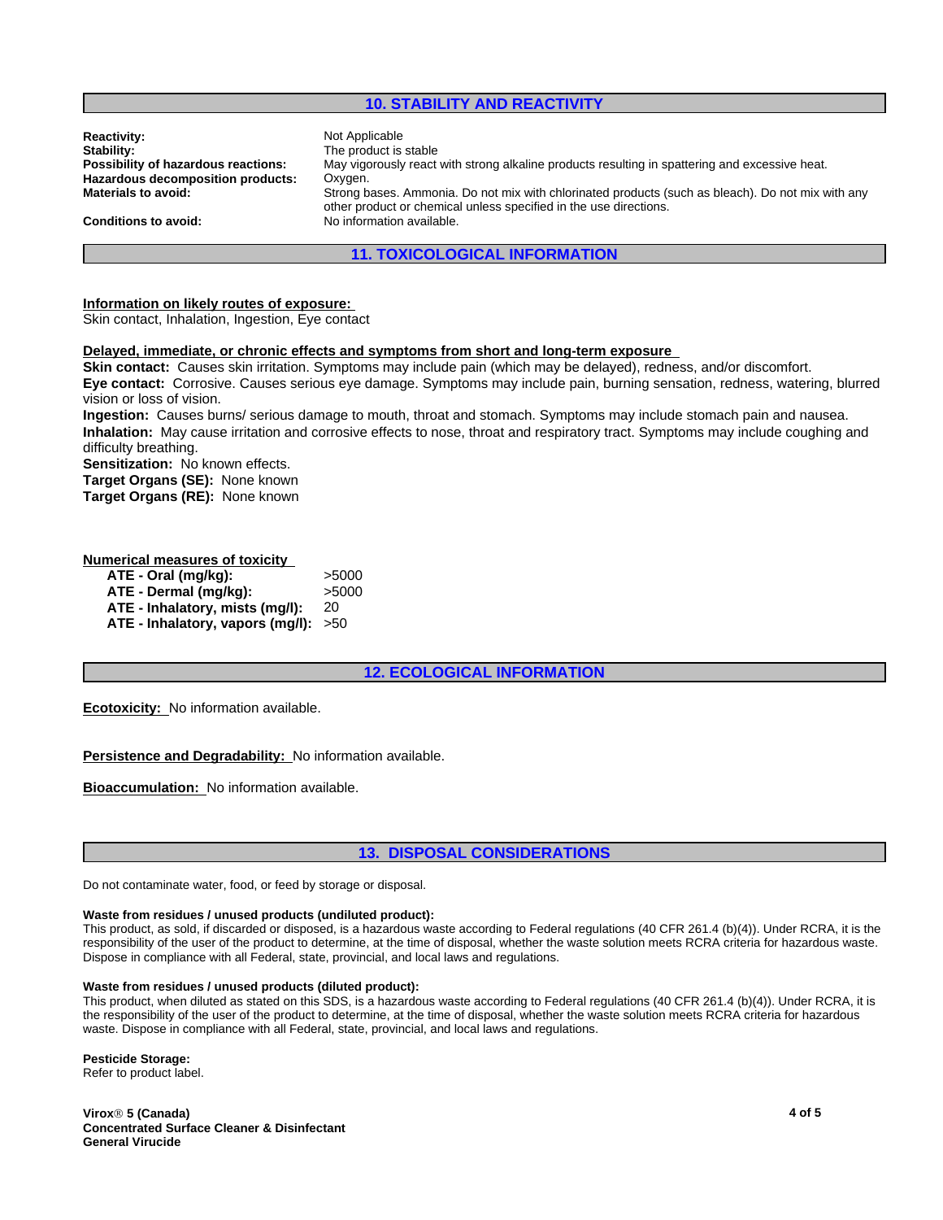## 10. STABILITY AND REACTIVITY

| | |
|---|---|
| **Reactivity:** | Not Applicable |
| **Stability:** | The product is stable |
| **Possibility of hazardous reactions:** | May vigorously react with strong alkaline products resulting in spattering and excessive heat. |
| **Hazardous decomposition products:** | Oxygen. |
| **Materials to avoid:** | Strong bases. Ammonia. Do not mix with chlorinated products (such as bleach). Do not mix with any other product or chemical unless specified in the use directions. |
| **Conditions to avoid:** | No information available. |

## 11. TOXICOLOGICAL INFORMATION

**Information on likely routes of exposure:**
Skin contact, Inhalation, Ingestion, Eye contact

**Delayed, immediate, or chronic effects and symptoms from short and long-term exposure**
**Skin contact:** Causes skin irritation. Symptoms may include pain (which may be delayed), redness, and/or discomfort.
**Eye contact:** Corrosive. Causes serious eye damage. Symptoms may include pain, burning sensation, redness, watering, blurred vision or loss of vision.
**Ingestion:** Causes burns/ serious damage to mouth, throat and stomach. Symptoms may include stomach pain and nausea.
**Inhalation:** May cause irritation and corrosive effects to nose, throat and respiratory tract. Symptoms may include coughing and difficulty breathing.
**Sensitization:** No known effects.
**Target Organs (SE):** None known
**Target Organs (RE):** None known

**Numerical measures of toxicity**

| | |
|---|---|
| **ATE - Oral (mg/kg):** | >5000 |
| **ATE - Dermal (mg/kg):** | >5000 |
| **ATE - Inhalatory, mists (mg/l):** | 20 |
| **ATE - Inhalatory, vapors (mg/l):** | >50 |

## 12. ECOLOGICAL INFORMATION

**Ecotoxicity:** No information available.

**Persistence and Degradability:** No information available.

**Bioaccumulation:** No information available.

## 13. DISPOSAL CONSIDERATIONS

Do not contaminate water, food, or feed by storage or disposal.

**Waste from residues / unused products (undiluted product):**
This product, as sold, if discarded or disposed, is a hazardous waste according to Federal regulations (40 CFR 261.4 (b)(4)). Under RCRA, it is the responsibility of the user of the product to determine, at the time of disposal, whether the waste solution meets RCRA criteria for hazardous waste. Dispose in compliance with all Federal, state, provincial, and local laws and regulations.

**Waste from residues / unused products (diluted product):**
This product, when diluted as stated on this SDS, is a hazardous waste according to Federal regulations (40 CFR 261.4 (b)(4)). Under RCRA, it is the responsibility of the user of the product to determine, at the time of disposal, whether the waste solution meets RCRA criteria for hazardous waste. Dispose in compliance with all Federal, state, provincial, and local laws and regulations.

**Pesticide Storage:**
Refer to product label.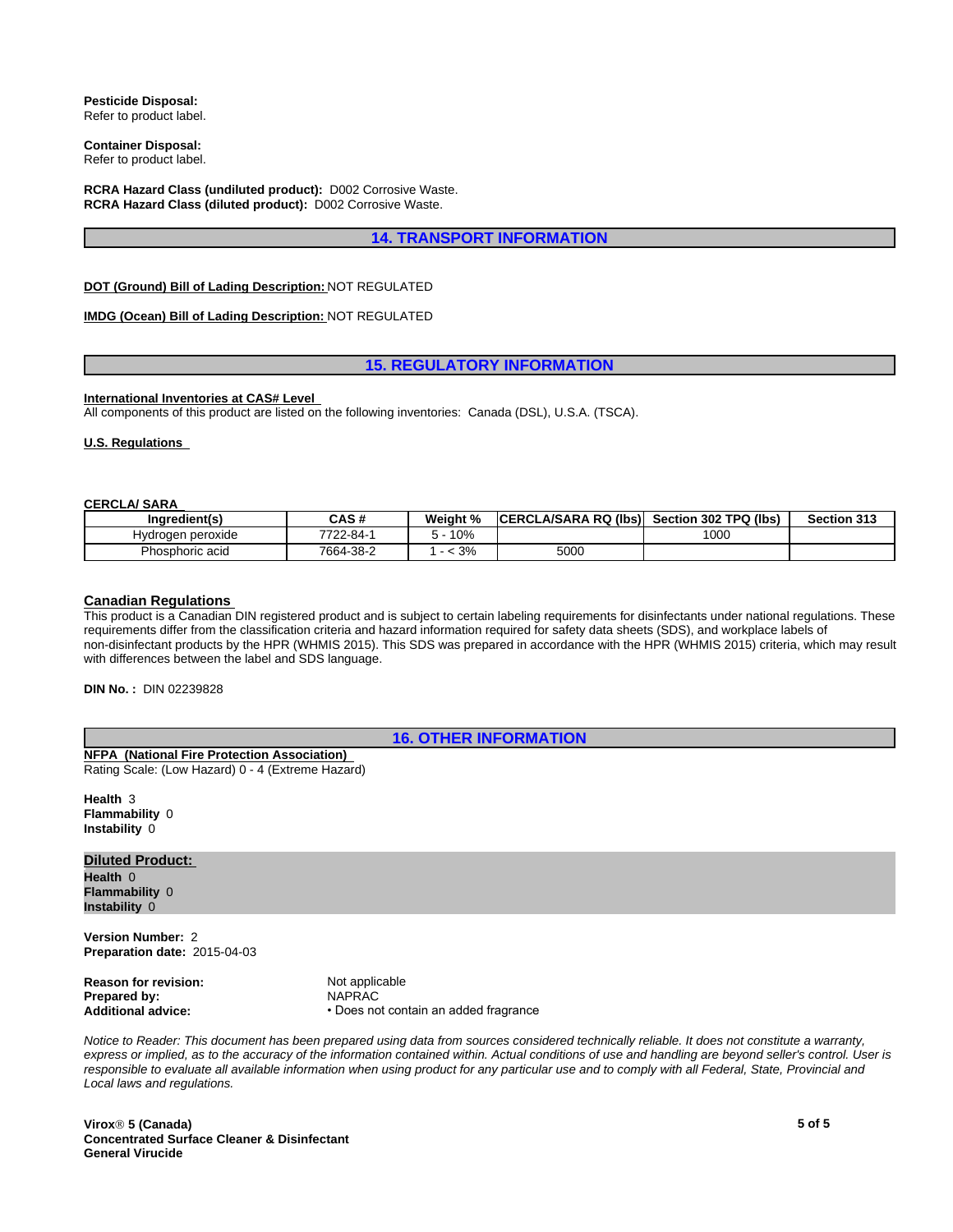**Pesticide Disposal:**
Refer to product label.

**Container Disposal:**
Refer to product label.

**RCRA Hazard Class (undiluted product):** D002 Corrosive Waste.
**RCRA Hazard Class (diluted product):** D002 Corrosive Waste.

## 14. TRANSPORT INFORMATION

**DOT (Ground) Bill of Lading Description:** NOT REGULATED

**IMDG (Ocean) Bill of Lading Description:** NOT REGULATED

## 15. REGULATORY INFORMATION

**International Inventories at CAS# Level**
All components of this product are listed on the following inventories: Canada (DSL), U.S.A. (TSCA).

**U.S. Regulations**

**CERCLA/ SARA**

| Ingredient(s) | CAS # | Weight % | CERCLA/SARA RQ (lbs) | Section 302 TPQ (lbs) | Section 313 |
|---|---|---|---|---|---|
| Hydrogen peroxide | 7722-84-1 | 5 - 10% | | 1000 | |
| Phosphoric acid | 7664-38-2 | 1 - < 3% | 5000 | | |

**Canadian Regulations**
This product is a Canadian DIN registered product and is subject to certain labeling requirements for disinfectants under national regulations. These requirements differ from the classification criteria and hazard information required for safety data sheets (SDS), and workplace labels of non-disinfectant products by the HPR (WHMIS 2015). This SDS was prepared in accordance with the HPR (WHMIS 2015) criteria, which may result with differences between the label and SDS language.

**DIN No. :** DIN 02239828

## 16. OTHER INFORMATION

**NFPA (National Fire Protection Association)**
Rating Scale: (Low Hazard) 0 - 4 (Extreme Hazard)

**Health** 3
**Flammability** 0
**Instability** 0

**Diluted Product:**
**Health** 0
**Flammability** 0
**Instability** 0

**Version Number:** 2
**Preparation date:** 2015-04-03

**Reason for revision:** Not applicable
**Prepared by:** NAPRAC
**Additional advice:** • Does not contain an added fragrance

*Notice to Reader: This document has been prepared using data from sources considered technically reliable. It does not constitute a warranty, express or implied, as to the accuracy of the information contained within. Actual conditions of use and handling are beyond seller's control. User is responsible to evaluate all available information when using product for any particular use and to comply with all Federal, State, Provincial and Local laws and regulations.*